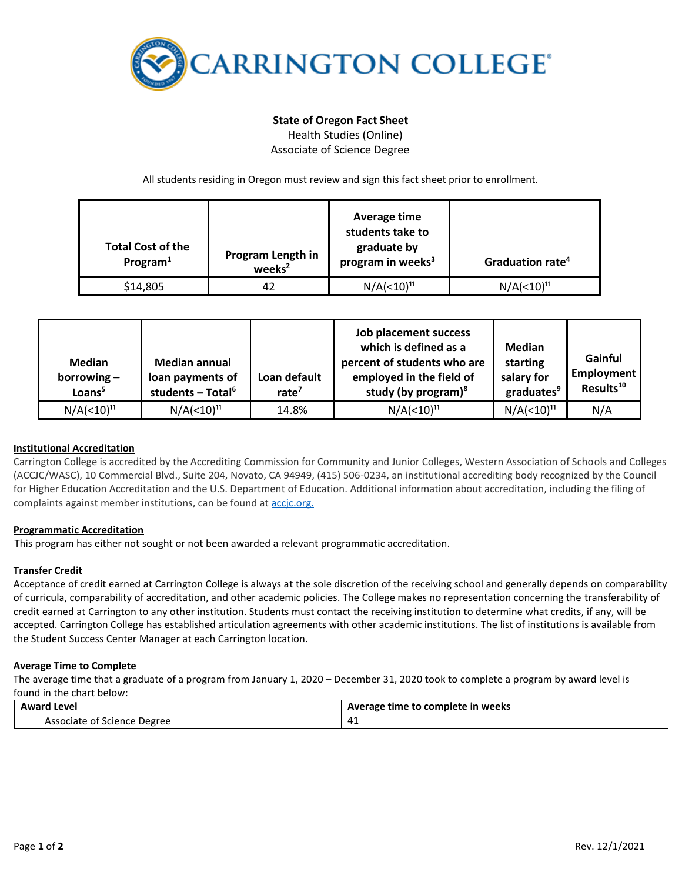CARRINGTON COLLEGE

**State of Oregon Fact Sheet**

Health Studies (Online)

Associate of Science Degree

All students residing in Oregon must review and sign this fact sheet prior to enrollment.

| Total Cost of the Program[1] | Program Length in weeks[2] | Average time students take to graduate by program in weeks[3] | Graduation rate[4] |
|---|---|---|---|
| $14,805 | 42 | N/A(<10)[11] | N/A(<10)[11] |

| Median borrowing – Loans[5] | Median annual loan payments of students – Total[6] | Loan default rate[7] | Job placement success which is defined as a percent of students who are employed in the field of study (by program)[8] | Median starting salary for graduates[9] | Gainful Employment Results[10] |
|---|---|---|---|---|---|
| N/A(<10)[11] | N/A(<10)[11] | 14.8% | N/A(<10)[11] | N/A(<10)[11] | N/A |

**Institutional Accreditation**

Carrington College is accredited by the Accrediting Commission for Community and Junior Colleges, Western Association of Schools and Colleges (ACCJC/WASC), 10 Commercial Blvd., Suite 204, Novato, CA 94949, (415) 506-0234, an institutional accrediting body recognized by the Council for Higher Education Accreditation and the U.S. Department of Education. Additional information about accreditation, including the filing of complaints against member institutions, can be found at accjc.org.

**Programmatic Accreditation**

This program has either not sought or not been awarded a relevant programmatic accreditation.

**Transfer Credit**

Acceptance of credit earned at Carrington College is always at the sole discretion of the receiving school and generally depends on comparability of curricula, comparability of accreditation, and other academic policies. The College makes no representation concerning the transferability of credit earned at Carrington to any other institution. Students must contact the receiving institution to determine what credits, if any, will be accepted. Carrington College has established articulation agreements with other academic institutions. The list of institutions is available from the Student Success Center Manager at each Carrington location.

**Average Time to Complete**

The average time that a graduate of a program from January 1, 2020 – December 31, 2020 took to complete a program by award level is found in the chart below:

| Award Level | Average time to complete in weeks |
|---|---|
| Associate of Science Degree | 41 |

Rev. 12/1/2021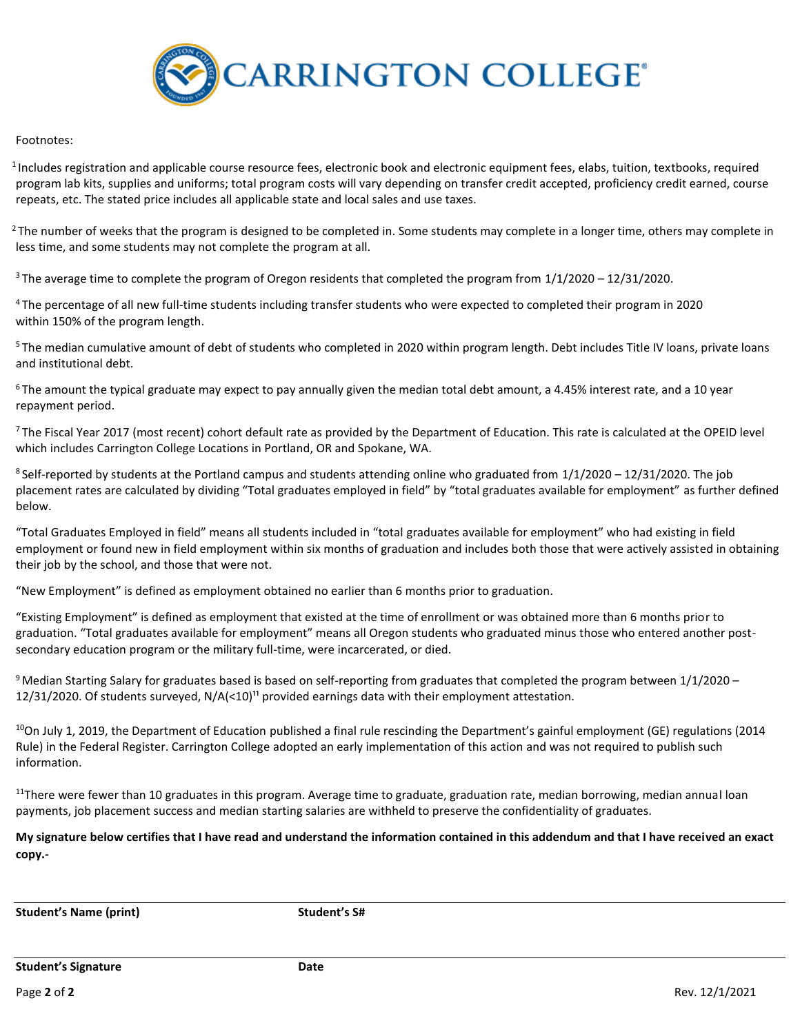Footnotes:

[1] Includes registration and applicable course resource fees, electronic book and electronic equipment fees, elabs, tuition, textbooks, required program lab kits, supplies and uniforms; total program costs will vary depending on transfer credit accepted, proficiency credit earned, course repeats, etc. The stated price includes all applicable state and local sales and use taxes.

[2] The number of weeks that the program is designed to be completed in. Some students may complete in a longer time, others may complete in less time, and some students may not complete the program at all.

[3] The average time to complete the program of Oregon residents that completed the program from 1/1/2020 – 12/31/2020.

[4] The percentage of all new full-time students including transfer students who were expected to completed their program in 2020 within 150% of the program length.

[5] The median cumulative amount of debt of students who completed in 2020 within program length. Debt includes Title IV loans, private loans and institutional debt.

[6] The amount the typical graduate may expect to pay annually given the median total debt amount, a 4.45% interest rate, and a 10 year repayment period.

[7] The Fiscal Year 2017 (most recent) cohort default rate as provided by the Department of Education. This rate is calculated at the OPEID level which includes Carrington College Locations in Portland, OR and Spokane, WA.

[8] Self-reported by students at the Portland campus and students attending online who graduated from 1/1/2020 – 12/31/2020. The job placement rates are calculated by dividing "Total graduates employed in field" by "total graduates available for employment" as further defined below.

"Total Graduates Employed in field" means all students included in "total graduates available for employment" who had existing in field employment or found new in field employment within six months of graduation and includes both those that were actively assisted in obtaining their job by the school, and those that were not.

"New Employment" is defined as employment obtained no earlier than 6 months prior to graduation.

"Existing Employment" is defined as employment that existed at the time of enrollment or was obtained more than 6 months prior to graduation. "Total graduates available for employment" means all Oregon students who graduated minus those who entered another post-secondary education program or the military full-time, were incarcerated, or died.

[9] Median Starting Salary for graduates based is based on self-reporting from graduates that completed the program between 1/1/2020 – 12/31/2020. Of students surveyed, N/A(<10)[11] provided earnings data with their employment attestation.

[10] On July 1, 2019, the Department of Education published a final rule rescinding the Department's gainful employment (GE) regulations (2014 Rule) in the Federal Register. Carrington College adopted an early implementation of this action and was not required to publish such information.

[11] There were fewer than 10 graduates in this program. Average time to graduate, graduation rate, median borrowing, median annual loan payments, job placement success and median starting salaries are withheld to preserve the confidentiality of graduates.

**My signature below certifies that I have read and understand the information contained in this addendum and that I have received an exact copy.-**

**Student's Name (print)** **Student's S#**

**Student's Signature** **Date**

Rev. 12/1/2021